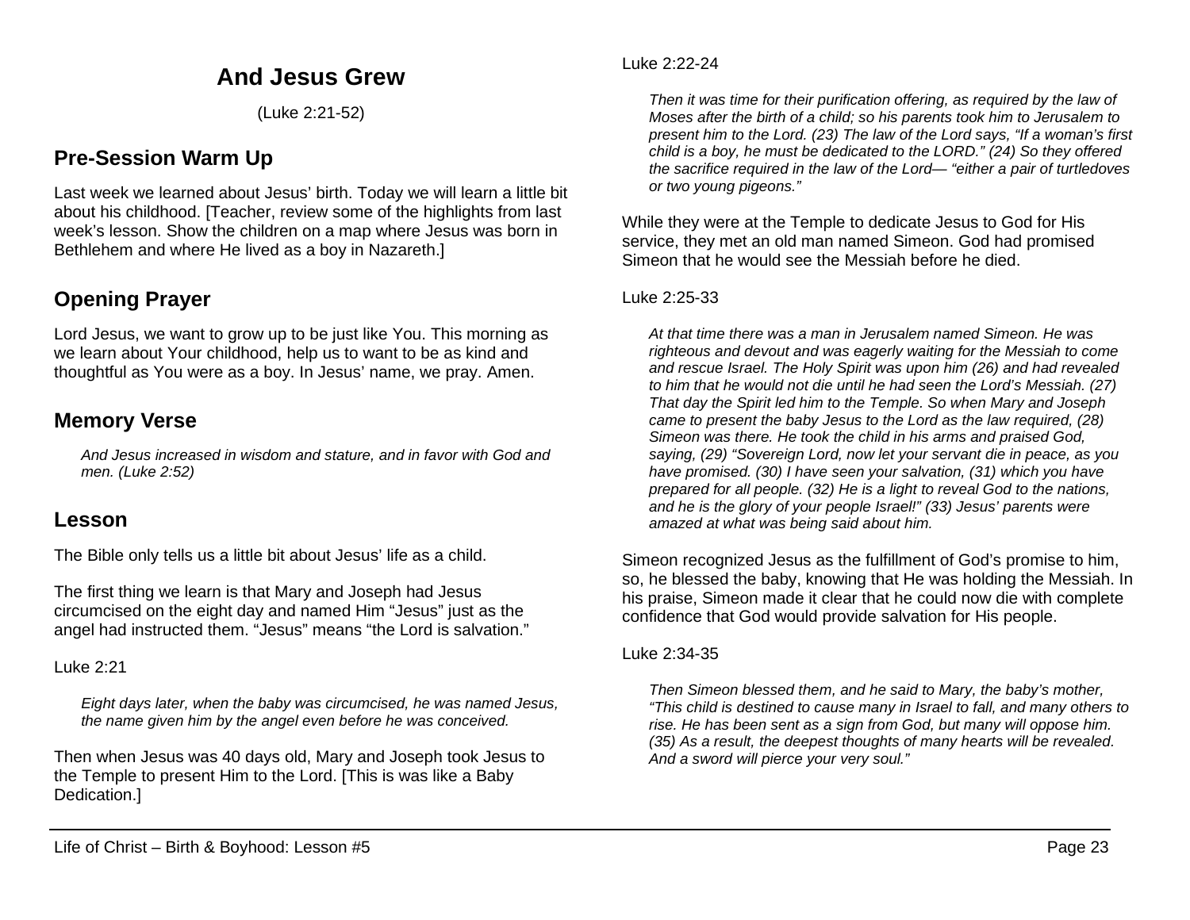# And Jesus Grew

(Luke 2:21-52)

## Pre-Session Warm Up

Last week we learned about Jesus' birth. Today we will learn a little bit about his childhood. [Teacher, review some of the highlights from last week's lesson. Show the children on a map where Jesus was born in Bethlehem and where He lived as a boy in Nazareth.]

## Opening Prayer

Lord Jesus, we want to grow up to be just like You. This morning as we learn about Your childhood, help us to want to be as kind and thoughtful as You were as a boy. In Jesus' name, we pray. Amen.

## Memory Verse

> *And Jesus increased in wisdom and stature, and in favor with God and men. (Luke 2:52)*

## Lesson

The Bible only tells us a little bit about Jesus' life as a child.

The first thing we learn is that Mary and Joseph had Jesus circumcised on the eight day and named Him "Jesus" just as the angel had instructed them. "Jesus" means "the Lord is salvation."

Luke 2:21

> *Eight days later, when the baby was circumcised, he was named Jesus, the name given him by the angel even before he was conceived.*

Then when Jesus was 40 days old, Mary and Joseph took Jesus to the Temple to present Him to the Lord. [This is was like a Baby Dedication.]

Luke 2:22-24

> *Then it was time for their purification offering, as required by the law of Moses after the birth of a child; so his parents took him to Jerusalem to present him to the Lord. (23) The law of the Lord says, "If a woman's first child is a boy, he must be dedicated to the LORD." (24) So they offered the sacrifice required in the law of the Lord— "either a pair of turtledoves or two young pigeons."*

While they were at the Temple to dedicate Jesus to God for His service, they met an old man named Simeon. God had promised Simeon that he would see the Messiah before he died.

Luke 2:25-33

> *At that time there was a man in Jerusalem named Simeon. He was righteous and devout and was eagerly waiting for the Messiah to come and rescue Israel. The Holy Spirit was upon him (26) and had revealed to him that he would not die until he had seen the Lord's Messiah. (27) That day the Spirit led him to the Temple. So when Mary and Joseph came to present the baby Jesus to the Lord as the law required, (28) Simeon was there. He took the child in his arms and praised God, saying, (29) "Sovereign Lord, now let your servant die in peace, as you have promised. (30) I have seen your salvation, (31) which you have prepared for all people. (32) He is a light to reveal God to the nations, and he is the glory of your people Israel!" (33) Jesus' parents were amazed at what was being said about him.*

Simeon recognized Jesus as the fulfillment of God's promise to him, so, he blessed the baby, knowing that He was holding the Messiah. In his praise, Simeon made it clear that he could now die with complete confidence that God would provide salvation for His people.

Luke 2:34-35

> *Then Simeon blessed them, and he said to Mary, the baby's mother, "This child is destined to cause many in Israel to fall, and many others to rise. He has been sent as a sign from God, but many will oppose him. (35) As a result, the deepest thoughts of many hearts will be revealed. And a sword will pierce your very soul."*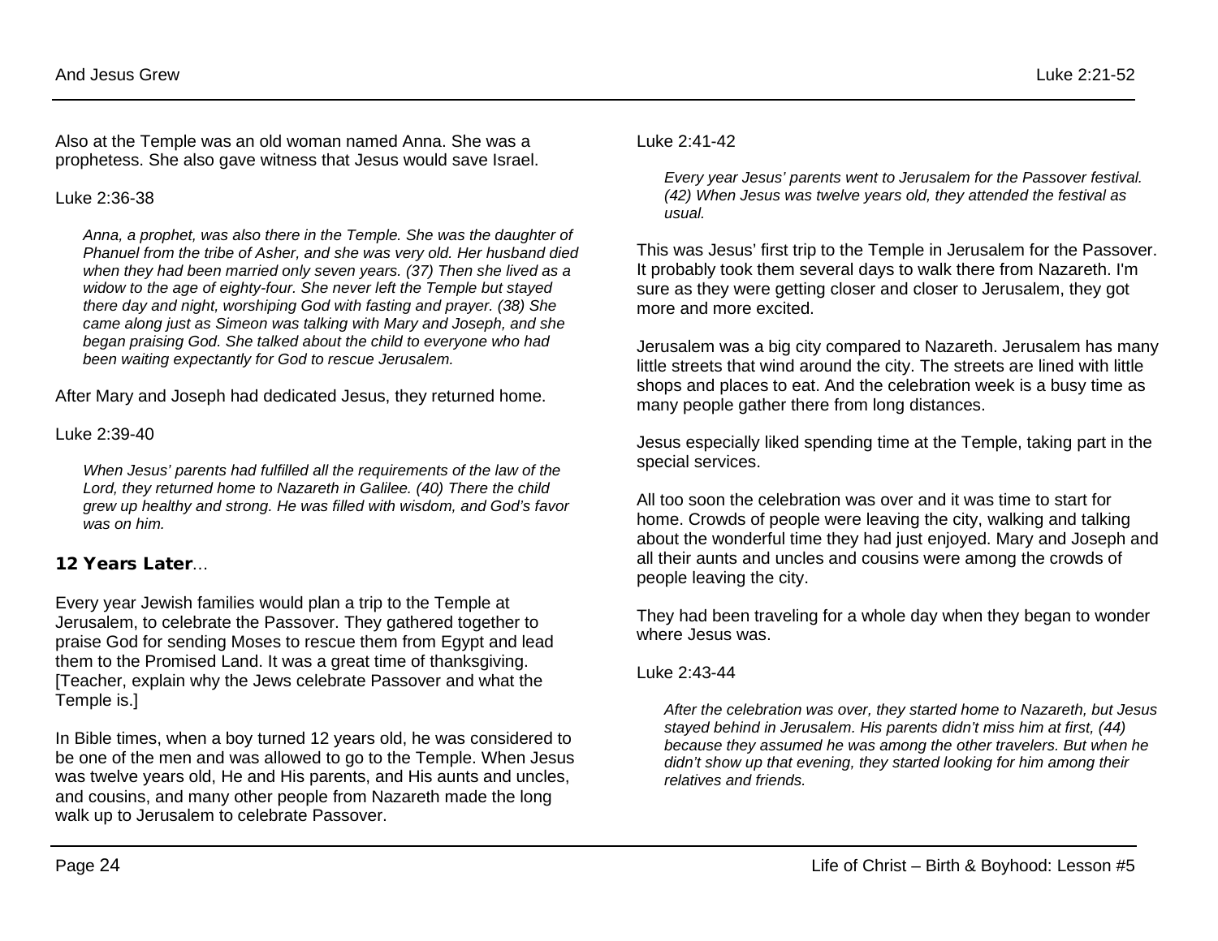Also at the Temple was an old woman named Anna. She was a prophetess. She also gave witness that Jesus would save Israel.

Luke 2:36-38

> *Anna, a prophet, was also there in the Temple. She was the daughter of Phanuel from the tribe of Asher, and she was very old. Her husband died when they had been married only seven years. (37) Then she lived as a widow to the age of eighty-four. She never left the Temple but stayed there day and night, worshiping God with fasting and prayer. (38) She came along just as Simeon was talking with Mary and Joseph, and she began praising God. She talked about the child to everyone who had been waiting expectantly for God to rescue Jerusalem.*

After Mary and Joseph had dedicated Jesus, they returned home.

Luke 2:39-40

> *When Jesus' parents had fulfilled all the requirements of the law of the Lord, they returned home to Nazareth in Galilee. (40) There the child grew up healthy and strong. He was filled with wisdom, and God's favor was on him.*

### **12 Years Later**…

Every year Jewish families would plan a trip to the Temple at Jerusalem, to celebrate the Passover. They gathered together to praise God for sending Moses to rescue them from Egypt and lead them to the Promised Land. It was a great time of thanksgiving. [Teacher, explain why the Jews celebrate Passover and what the Temple is.]

In Bible times, when a boy turned 12 years old, he was considered to be one of the men and was allowed to go to the Temple. When Jesus was twelve years old, He and His parents, and His aunts and uncles, and cousins, and many other people from Nazareth made the long walk up to Jerusalem to celebrate Passover.

Luke 2:41-42

> *Every year Jesus' parents went to Jerusalem for the Passover festival. (42) When Jesus was twelve years old, they attended the festival as usual.*

This was Jesus' first trip to the Temple in Jerusalem for the Passover. It probably took them several days to walk there from Nazareth. I'm sure as they were getting closer and closer to Jerusalem, they got more and more excited.

Jerusalem was a big city compared to Nazareth. Jerusalem has many little streets that wind around the city. The streets are lined with little shops and places to eat. And the celebration week is a busy time as many people gather there from long distances.

Jesus especially liked spending time at the Temple, taking part in the special services.

All too soon the celebration was over and it was time to start for home. Crowds of people were leaving the city, walking and talking about the wonderful time they had just enjoyed. Mary and Joseph and all their aunts and uncles and cousins were among the crowds of people leaving the city.

They had been traveling for a whole day when they began to wonder where Jesus was.

Luke 2:43-44

> *After the celebration was over, they started home to Nazareth, but Jesus stayed behind in Jerusalem. His parents didn't miss him at first, (44) because they assumed he was among the other travelers. But when he didn't show up that evening, they started looking for him among their relatives and friends.*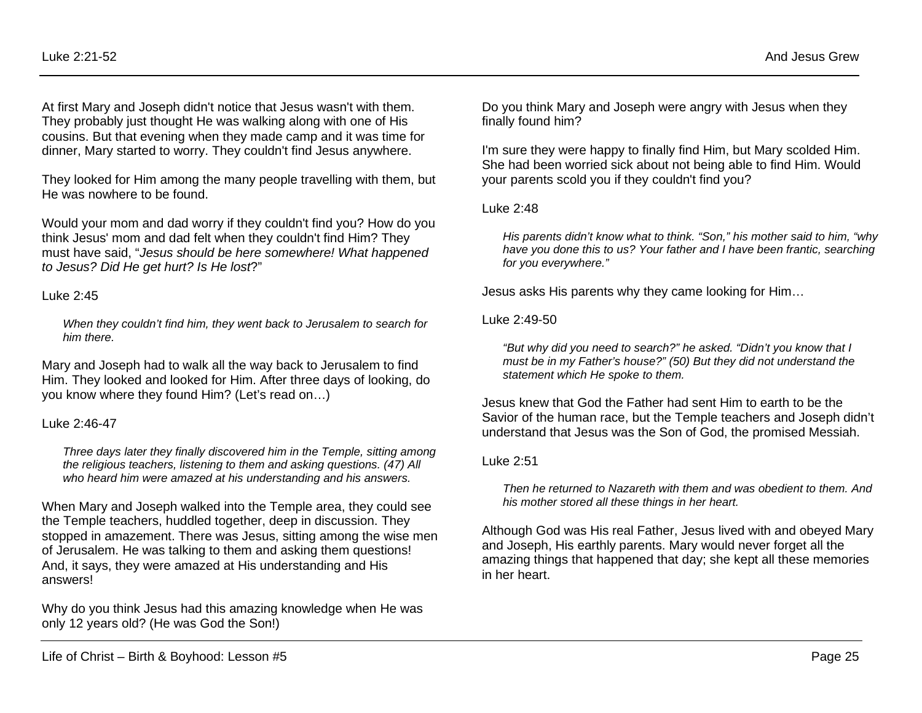At first Mary and Joseph didn't notice that Jesus wasn't with them. They probably just thought He was walking along with one of His cousins. But that evening when they made camp and it was time for dinner, Mary started to worry. They couldn't find Jesus anywhere.

They looked for Him among the many people travelling with them, but He was nowhere to be found.

Would your mom and dad worry if they couldn't find you? How do you think Jesus' mom and dad felt when they couldn't find Him? They must have said, "*Jesus should be here somewhere! What happened to Jesus? Did He get hurt? Is He lost*?"

Luke 2:45

> *When they couldn't find him, they went back to Jerusalem to search for him there.*

Mary and Joseph had to walk all the way back to Jerusalem to find Him. They looked and looked for Him. After three days of looking, do you know where they found Him? (Let's read on…)

Luke 2:46-47

> *Three days later they finally discovered him in the Temple, sitting among the religious teachers, listening to them and asking questions. (47) All who heard him were amazed at his understanding and his answers.*

When Mary and Joseph walked into the Temple area, they could see the Temple teachers, huddled together, deep in discussion. They stopped in amazement. There was Jesus, sitting among the wise men of Jerusalem. He was talking to them and asking them questions! And, it says, they were amazed at His understanding and His answers!

Why do you think Jesus had this amazing knowledge when He was only 12 years old? (He was God the Son!)

Do you think Mary and Joseph were angry with Jesus when they finally found him?

I'm sure they were happy to finally find Him, but Mary scolded Him. She had been worried sick about not being able to find Him. Would your parents scold you if they couldn't find you?

Luke 2:48

> *His parents didn't know what to think. "Son," his mother said to him, "why have you done this to us? Your father and I have been frantic, searching for you everywhere."*

Jesus asks His parents why they came looking for Him…

Luke 2:49-50

> *"But why did you need to search?" he asked. "Didn't you know that I must be in my Father's house?" (50) But they did not understand the statement which He spoke to them.*

Jesus knew that God the Father had sent Him to earth to be the Savior of the human race, but the Temple teachers and Joseph didn't understand that Jesus was the Son of God, the promised Messiah.

Luke 2:51

> *Then he returned to Nazareth with them and was obedient to them. And his mother stored all these things in her heart.*

Although God was His real Father, Jesus lived with and obeyed Mary and Joseph, His earthly parents. Mary would never forget all the amazing things that happened that day; she kept all these memories in her heart.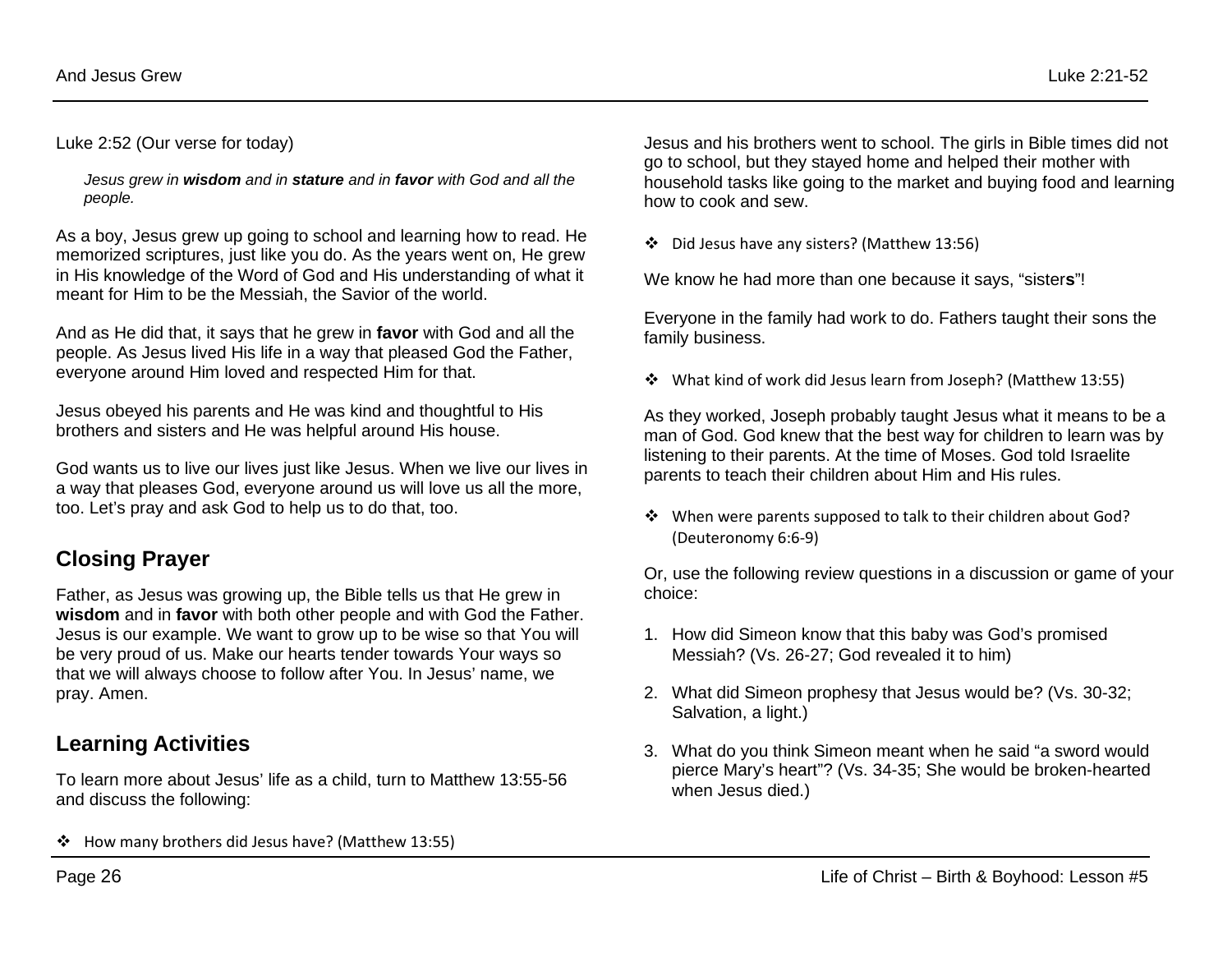Luke 2:52 (Our verse for today)

> *Jesus grew in **wisdom** and in **stature** and in **favor** with God and all the people.*

As a boy, Jesus grew up going to school and learning how to read. He memorized scriptures, just like you do. As the years went on, He grew in His knowledge of the Word of God and His understanding of what it meant for Him to be the Messiah, the Savior of the world.

And as He did that, it says that he grew in **favor** with God and all the people. As Jesus lived His life in a way that pleased God the Father, everyone around Him loved and respected Him for that.

Jesus obeyed his parents and He was kind and thoughtful to His brothers and sisters and He was helpful around His house.

God wants us to live our lives just like Jesus. When we live our lives in a way that pleases God, everyone around us will love us all the more, too. Let's pray and ask God to help us to do that, too.

## Closing Prayer

Father, as Jesus was growing up, the Bible tells us that He grew in **wisdom** and in **favor** with both other people and with God the Father. Jesus is our example. We want to grow up to be wise so that You will be very proud of us. Make our hearts tender towards Your ways so that we will always choose to follow after You. In Jesus' name, we pray. Amen.

## Learning Activities

To learn more about Jesus' life as a child, turn to Matthew 13:55-56 and discuss the following:

- How many brothers did Jesus have? (Matthew 13:55)

Jesus and his brothers went to school. The girls in Bible times did not go to school, but they stayed home and helped their mother with household tasks like going to the market and buying food and learning how to cook and sew.

- Did Jesus have any sisters? (Matthew 13:56)

We know he had more than one because it says, "sister**s**"!

Everyone in the family had work to do. Fathers taught their sons the family business.

- What kind of work did Jesus learn from Joseph? (Matthew 13:55)

As they worked, Joseph probably taught Jesus what it means to be a man of God. God knew that the best way for children to learn was by listening to their parents. At the time of Moses. God told Israelite parents to teach their children about Him and His rules.

- When were parents supposed to talk to their children about God? (Deuteronomy 6:6-9)

Or, use the following review questions in a discussion or game of your choice:

1. How did Simeon know that this baby was God's promised Messiah? (Vs. 26-27; God revealed it to him)
2. What did Simeon prophesy that Jesus would be? (Vs. 30-32; Salvation, a light.)
3. What do you think Simeon meant when he said "a sword would pierce Mary's heart"? (Vs. 34-35; She would be broken-hearted when Jesus died.)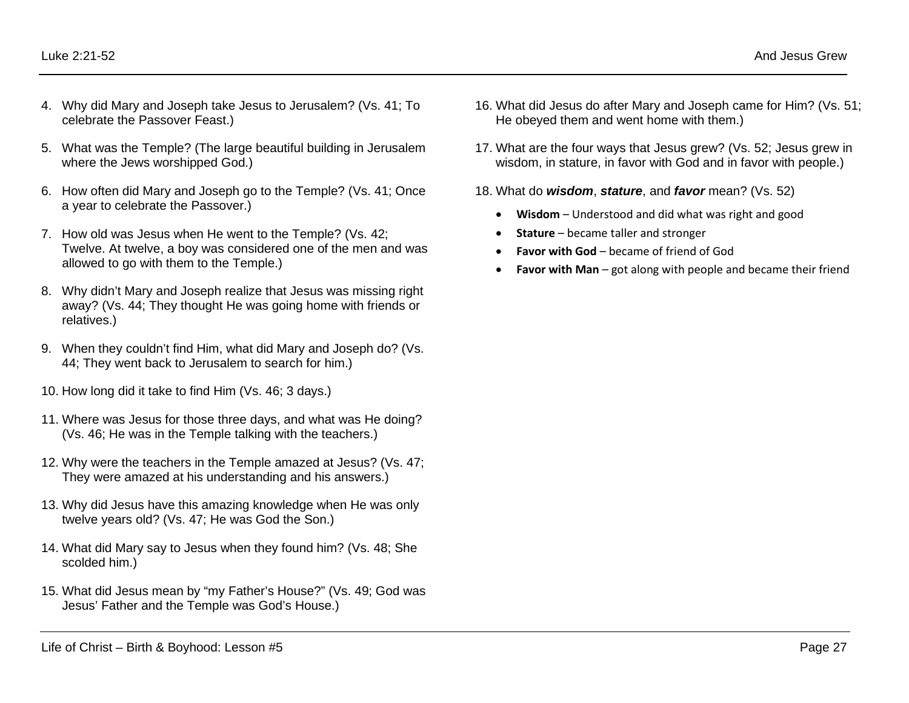4. Why did Mary and Joseph take Jesus to Jerusalem? (Vs. 41; To celebrate the Passover Feast.)

5. What was the Temple? (The large beautiful building in Jerusalem where the Jews worshipped God.)

6. How often did Mary and Joseph go to the Temple? (Vs. 41; Once a year to celebrate the Passover.)

7. How old was Jesus when He went to the Temple? (Vs. 42; Twelve. At twelve, a boy was considered one of the men and was allowed to go with them to the Temple.)

8. Why didn't Mary and Joseph realize that Jesus was missing right away? (Vs. 44; They thought He was going home with friends or relatives.)

9. When they couldn't find Him, what did Mary and Joseph do? (Vs. 44; They went back to Jerusalem to search for him.)

10. How long did it take to find Him (Vs. 46; 3 days.)

11. Where was Jesus for those three days, and what was He doing? (Vs. 46; He was in the Temple talking with the teachers.)

12. Why were the teachers in the Temple amazed at Jesus? (Vs. 47; They were amazed at his understanding and his answers.)

13. Why did Jesus have this amazing knowledge when He was only twelve years old? (Vs. 47; He was God the Son.)

14. What did Mary say to Jesus when they found him? (Vs. 48; She scolded him.)

15. What did Jesus mean by "my Father's House?" (Vs. 49; God was Jesus' Father and the Temple was God's House.)

16. What did Jesus do after Mary and Joseph came for Him? (Vs. 51; He obeyed them and went home with them.)

17. What are the four ways that Jesus grew? (Vs. 52; Jesus grew in wisdom, in stature, in favor with God and in favor with people.)

18. What do ***wisdom***, ***stature***, and ***favor*** mean? (Vs. 52)
    - **Wisdom** – Understood and did what was right and good
    - **Stature** – became taller and stronger
    - **Favor with God** – became of friend of God
    - **Favor with Man** – got along with people and became their friend